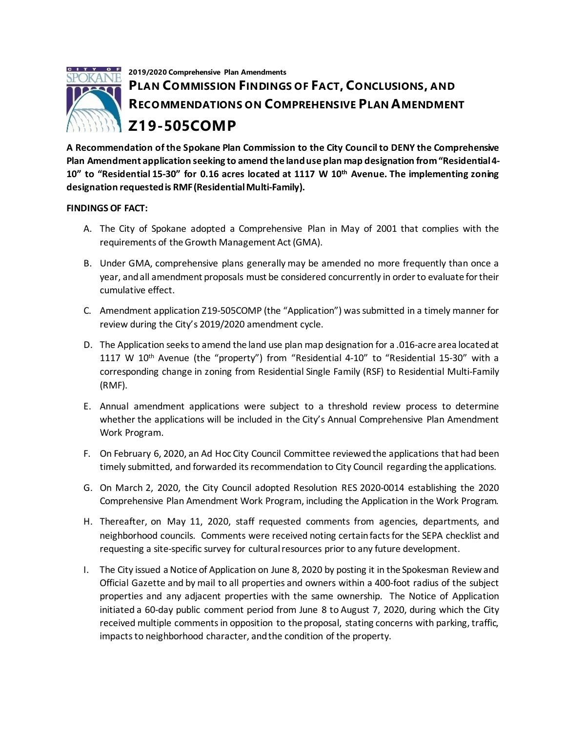2019/2020 Comprehensive Plan Amendments

# Plan Commission Findings of Fact, Conclusions, and Recommendations on Comprehensive Plan Amendment

# Z19-505COMP

**A Recommendation of the Spokane Plan Commission to the City Council to DENY the Comprehensive Plan Amendment application seeking to amend the land use plan map designation from "Residential 4-10" to "Residential 15-30" for 0.16 acres located at 1117 W 10th Avenue. The implementing zoning designation requested is RMF (Residential Multi-Family).**

**FINDINGS OF FACT:**

A. The City of Spokane adopted a Comprehensive Plan in May of 2001 that complies with the requirements of the Growth Management Act (GMA).

B. Under GMA, comprehensive plans generally may be amended no more frequently than once a year, and all amendment proposals must be considered concurrently in order to evaluate for their cumulative effect.

C. Amendment application Z19-505COMP (the "Application") was submitted in a timely manner for review during the City's 2019/2020 amendment cycle.

D. The Application seeks to amend the land use plan map designation for a .016-acre area located at 1117 W 10th Avenue (the "property") from "Residential 4-10" to "Residential 15-30" with a corresponding change in zoning from Residential Single Family (RSF) to Residential Multi-Family (RMF).

E. Annual amendment applications were subject to a threshold review process to determine whether the applications will be included in the City's Annual Comprehensive Plan Amendment Work Program.

F. On February 6, 2020, an Ad Hoc City Council Committee reviewed the applications that had been timely submitted, and forwarded its recommendation to City Council regarding the applications.

G. On March 2, 2020, the City Council adopted Resolution RES 2020-0014 establishing the 2020 Comprehensive Plan Amendment Work Program, including the Application in the Work Program.

H. Thereafter, on May 11, 2020, staff requested comments from agencies, departments, and neighborhood councils. Comments were received noting certain facts for the SEPA checklist and requesting a site-specific survey for cultural resources prior to any future development.

I. The City issued a Notice of Application on June 8, 2020 by posting it in the Spokesman Review and Official Gazette and by mail to all properties and owners within a 400-foot radius of the subject properties and any adjacent properties with the same ownership. The Notice of Application initiated a 60-day public comment period from June 8 to August 7, 2020, during which the City received multiple comments in opposition to the proposal, stating concerns with parking, traffic, impacts to neighborhood character, and the condition of the property.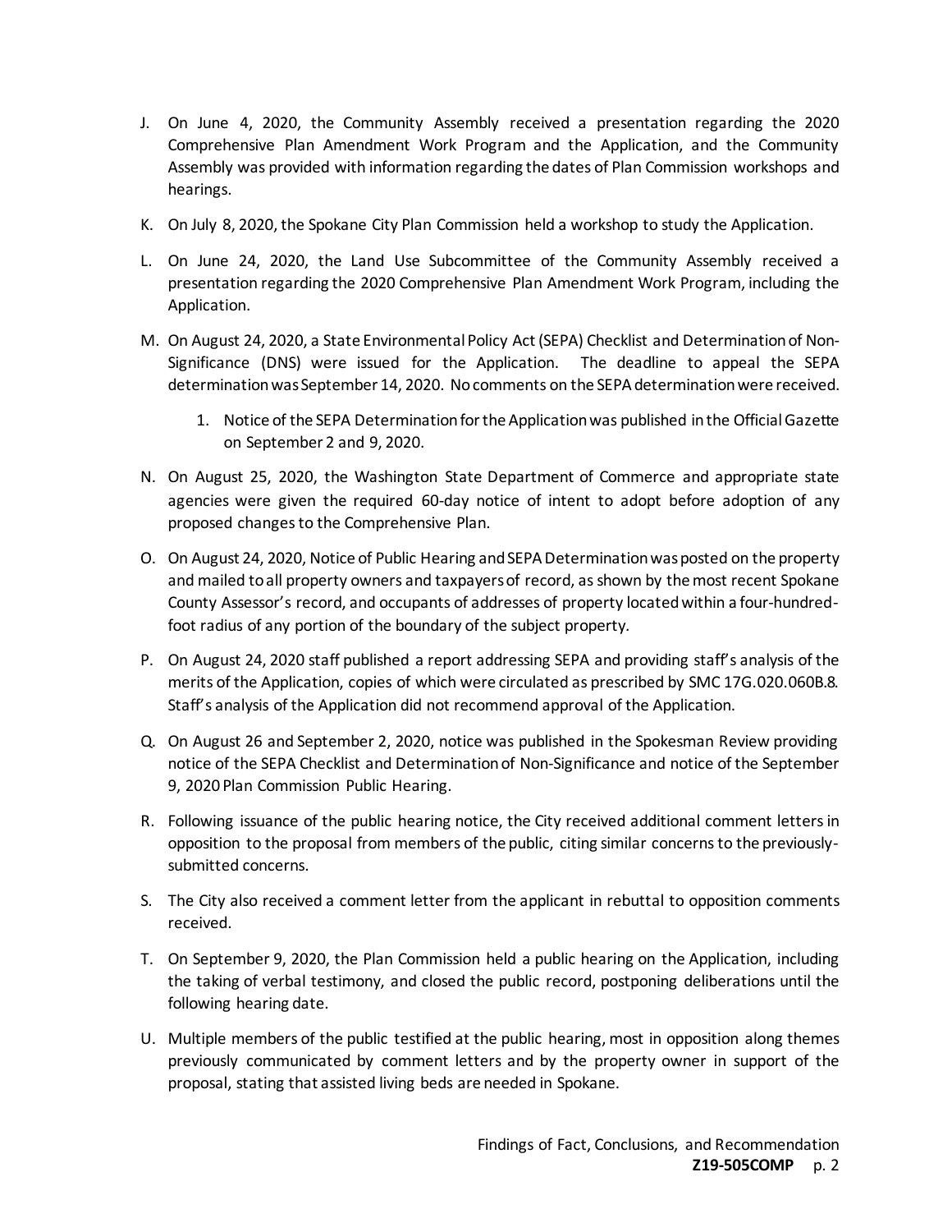J. On June 4, 2020, the Community Assembly received a presentation regarding the 2020 Comprehensive Plan Amendment Work Program and the Application, and the Community Assembly was provided with information regarding the dates of Plan Commission workshops and hearings.

K. On July 8, 2020, the Spokane City Plan Commission held a workshop to study the Application.

L. On June 24, 2020, the Land Use Subcommittee of the Community Assembly received a presentation regarding the 2020 Comprehensive Plan Amendment Work Program, including the Application.

M. On August 24, 2020, a State Environmental Policy Act (SEPA) Checklist and Determination of Non-Significance (DNS) were issued for the Application. The deadline to appeal the SEPA determination was September 14, 2020. No comments on the SEPA determination were received.

   1. Notice of the SEPA Determination for the Application was published in the Official Gazette on September 2 and 9, 2020.

N. On August 25, 2020, the Washington State Department of Commerce and appropriate state agencies were given the required 60-day notice of intent to adopt before adoption of any proposed changes to the Comprehensive Plan.

O. On August 24, 2020, Notice of Public Hearing and SEPA Determination was posted on the property and mailed to all property owners and taxpayers of record, as shown by the most recent Spokane County Assessor's record, and occupants of addresses of property located within a four-hundred-foot radius of any portion of the boundary of the subject property.

P. On August 24, 2020 staff published a report addressing SEPA and providing staff's analysis of the merits of the Application, copies of which were circulated as prescribed by SMC 17G.020.060B.8. Staff's analysis of the Application did not recommend approval of the Application.

Q. On August 26 and September 2, 2020, notice was published in the Spokesman Review providing notice of the SEPA Checklist and Determination of Non-Significance and notice of the September 9, 2020 Plan Commission Public Hearing.

R. Following issuance of the public hearing notice, the City received additional comment letters in opposition to the proposal from members of the public, citing similar concerns to the previously-submitted concerns.

S. The City also received a comment letter from the applicant in rebuttal to opposition comments received.

T. On September 9, 2020, the Plan Commission held a public hearing on the Application, including the taking of verbal testimony, and closed the public record, postponing deliberations until the following hearing date.

U. Multiple members of the public testified at the public hearing, most in opposition along themes previously communicated by comment letters and by the property owner in support of the proposal, stating that assisted living beds are needed in Spokane.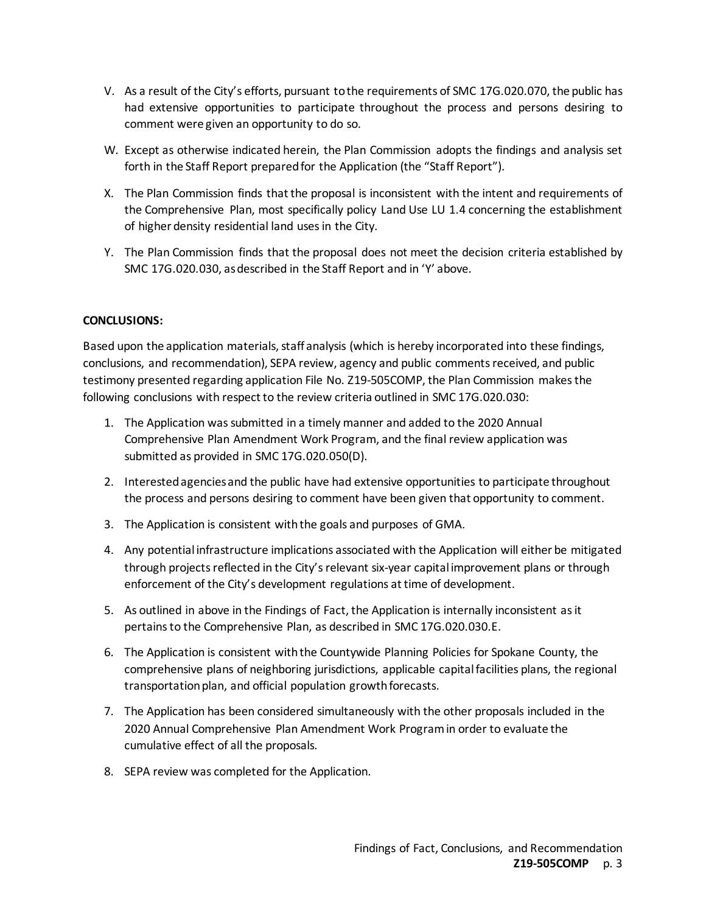V. As a result of the City's efforts, pursuant to the requirements of SMC 17G.020.070, the public has had extensive opportunities to participate throughout the process and persons desiring to comment were given an opportunity to do so.

W. Except as otherwise indicated herein, the Plan Commission adopts the findings and analysis set forth in the Staff Report prepared for the Application (the "Staff Report").

X. The Plan Commission finds that the proposal is inconsistent with the intent and requirements of the Comprehensive Plan, most specifically policy Land Use LU 1.4 concerning the establishment of higher density residential land uses in the City.

Y. The Plan Commission finds that the proposal does not meet the decision criteria established by SMC 17G.020.030, as described in the Staff Report and in 'Y' above.

**CONCLUSIONS:**

Based upon the application materials, staff analysis (which is hereby incorporated into these findings, conclusions, and recommendation), SEPA review, agency and public comments received, and public testimony presented regarding application File No. Z19-505COMP, the Plan Commission makes the following conclusions with respect to the review criteria outlined in SMC 17G.020.030:

1. The Application was submitted in a timely manner and added to the 2020 Annual Comprehensive Plan Amendment Work Program, and the final review application was submitted as provided in SMC 17G.020.050(D).
2. Interested agencies and the public have had extensive opportunities to participate throughout the process and persons desiring to comment have been given that opportunity to comment.
3. The Application is consistent with the goals and purposes of GMA.
4. Any potential infrastructure implications associated with the Application will either be mitigated through projects reflected in the City's relevant six-year capital improvement plans or through enforcement of the City's development regulations at time of development.
5. As outlined in above in the Findings of Fact, the Application is internally inconsistent as it pertains to the Comprehensive Plan, as described in SMC 17G.020.030.E.
6. The Application is consistent with the Countywide Planning Policies for Spokane County, the comprehensive plans of neighboring jurisdictions, applicable capital facilities plans, the regional transportation plan, and official population growth forecasts.
7. The Application has been considered simultaneously with the other proposals included in the 2020 Annual Comprehensive Plan Amendment Work Program in order to evaluate the cumulative effect of all the proposals.
8. SEPA review was completed for the Application.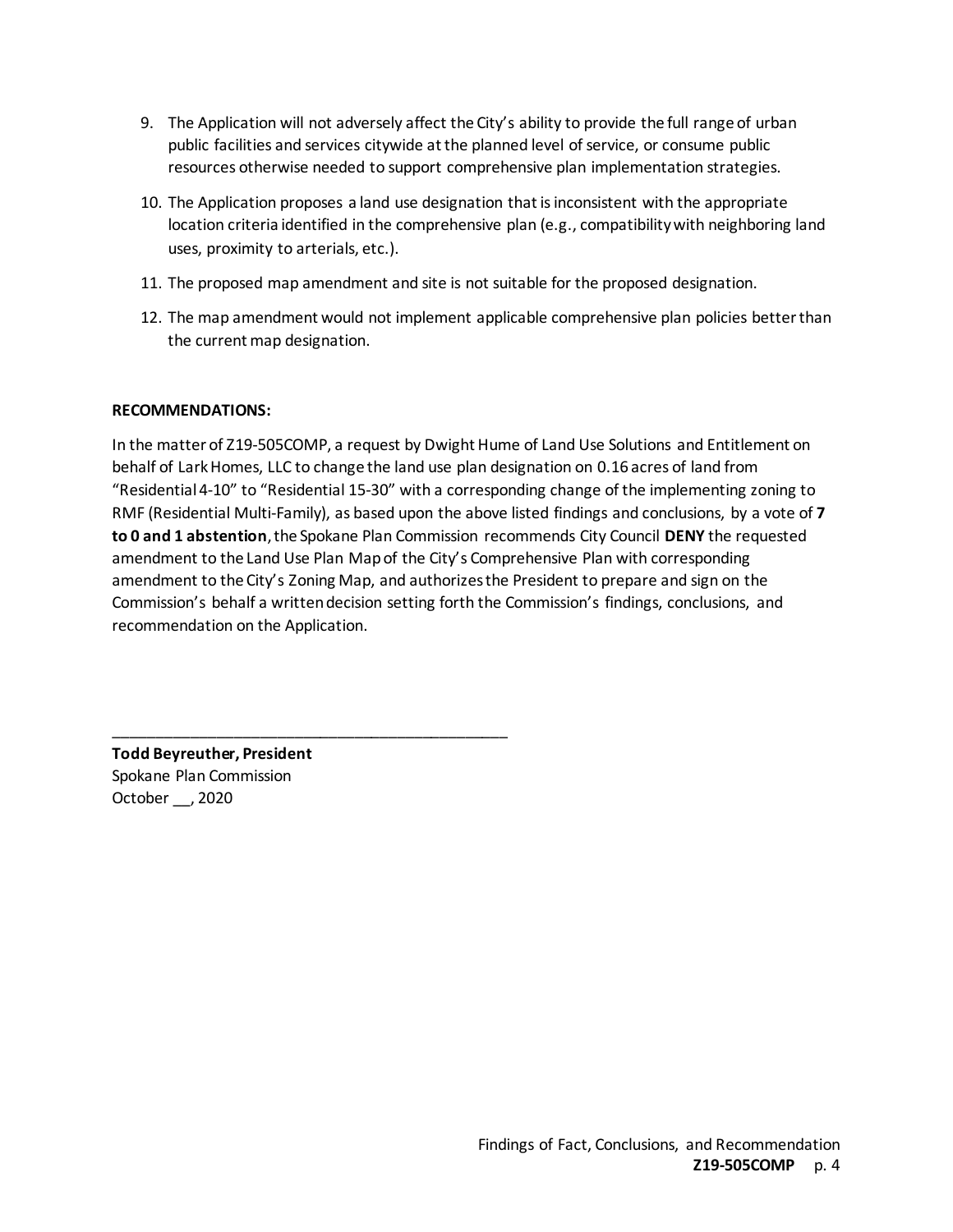9. The Application will not adversely affect the City's ability to provide the full range of urban public facilities and services citywide at the planned level of service, or consume public resources otherwise needed to support comprehensive plan implementation strategies.
10. The Application proposes a land use designation that is inconsistent with the appropriate location criteria identified in the comprehensive plan (e.g., compatibility with neighboring land uses, proximity to arterials, etc.).
11. The proposed map amendment and site is not suitable for the proposed designation.
12. The map amendment would not implement applicable comprehensive plan policies better than the current map designation.

**RECOMMENDATIONS:**

In the matter of Z19-505COMP, a request by Dwight Hume of Land Use Solutions and Entitlement on behalf of Lark Homes, LLC to change the land use plan designation on 0.16 acres of land from "Residential 4-10" to "Residential 15-30" with a corresponding change of the implementing zoning to RMF (Residential Multi-Family), as based upon the above listed findings and conclusions, by a vote of **7 to 0 and 1 abstention**, the Spokane Plan Commission recommends City Council **DENY** the requested amendment to the Land Use Plan Map of the City's Comprehensive Plan with corresponding amendment to the City's Zoning Map, and authorizes the President to prepare and sign on the Commission's behalf a written decision setting forth the Commission's findings, conclusions, and recommendation on the Application.

\_\_\_\_\_\_\_\_\_\_\_\_\_\_\_\_\_\_\_\_\_\_\_\_\_\_\_\_\_\_\_\_\_\_\_\_\_\_\_\_\_\_\_\_

**Todd Beyreuther, President**
Spokane Plan Commission
October \_\_, 2020